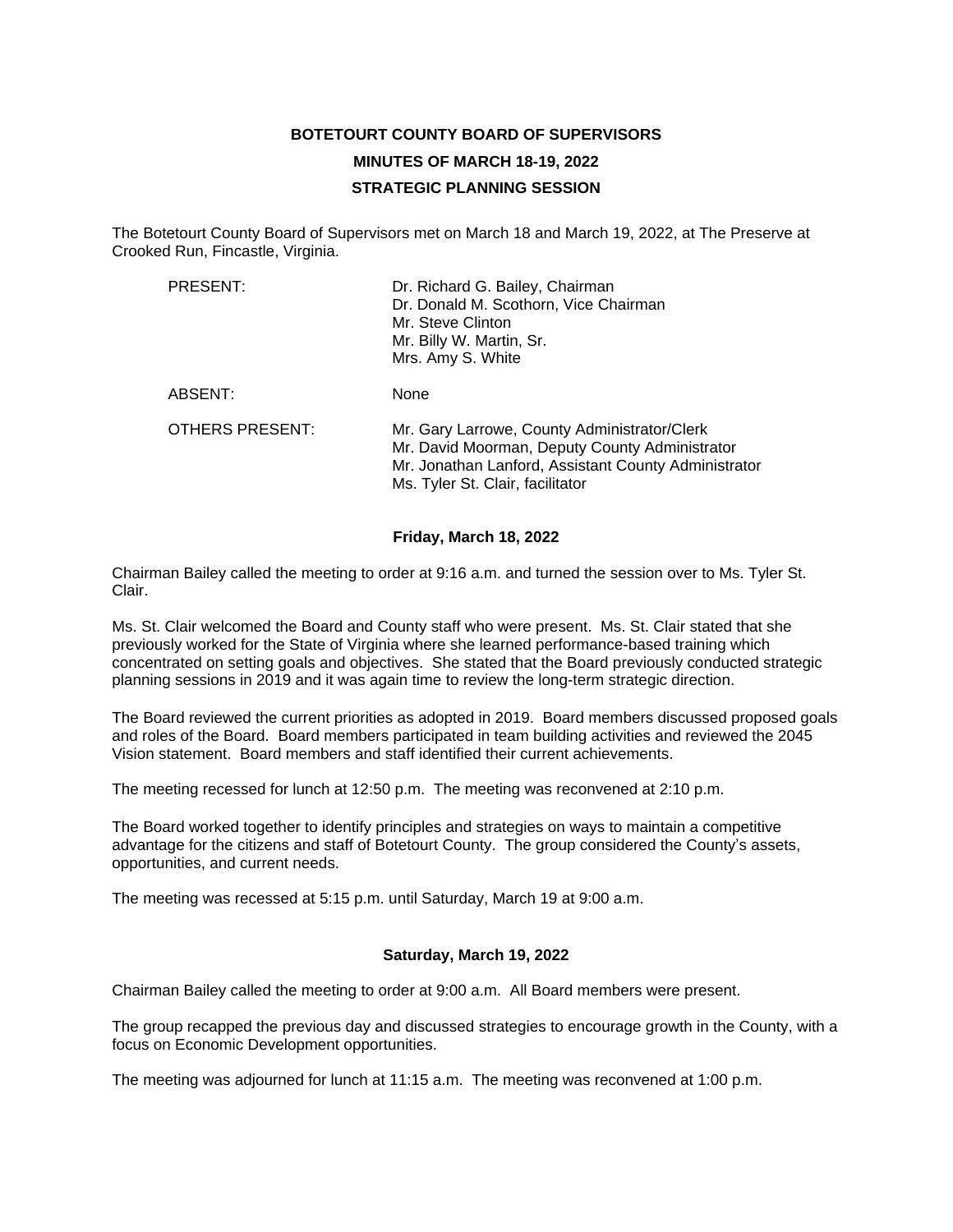# BOTETOURT COUNTY BOARD OF SUPERVISORS

## MINUTES OF MARCH 18-19, 2022

## STRATEGIC PLANNING SESSION

The Botetourt County Board of Supervisors met on March 18 and March 19, 2022, at The Preserve at Crooked Run, Fincastle, Virginia.

| | |
|---|---|
| PRESENT: | Dr. Richard G. Bailey, Chairman<br>Dr. Donald M. Scothorn, Vice Chairman<br>Mr. Steve Clinton<br>Mr. Billy W. Martin, Sr.<br>Mrs. Amy S. White |
| ABSENT: | None |
| OTHERS PRESENT: | Mr. Gary Larrowe, County Administrator/Clerk<br>Mr. David Moorman, Deputy County Administrator<br>Mr. Jonathan Lanford, Assistant County Administrator<br>Ms. Tyler St. Clair, facilitator |

**Friday, March 18, 2022**

Chairman Bailey called the meeting to order at 9:16 a.m. and turned the session over to Ms. Tyler St. Clair.

Ms. St. Clair welcomed the Board and County staff who were present. Ms. St. Clair stated that she previously worked for the State of Virginia where she learned performance-based training which concentrated on setting goals and objectives. She stated that the Board previously conducted strategic planning sessions in 2019 and it was again time to review the long-term strategic direction.

The Board reviewed the current priorities as adopted in 2019. Board members discussed proposed goals and roles of the Board. Board members participated in team building activities and reviewed the 2045 Vision statement. Board members and staff identified their current achievements.

The meeting recessed for lunch at 12:50 p.m. The meeting was reconvened at 2:10 p.m.

The Board worked together to identify principles and strategies on ways to maintain a competitive advantage for the citizens and staff of Botetourt County. The group considered the County's assets, opportunities, and current needs.

The meeting was recessed at 5:15 p.m. until Saturday, March 19 at 9:00 a.m.

**Saturday, March 19, 2022**

Chairman Bailey called the meeting to order at 9:00 a.m. All Board members were present.

The group recapped the previous day and discussed strategies to encourage growth in the County, with a focus on Economic Development opportunities.

The meeting was adjourned for lunch at 11:15 a.m. The meeting was reconvened at 1:00 p.m.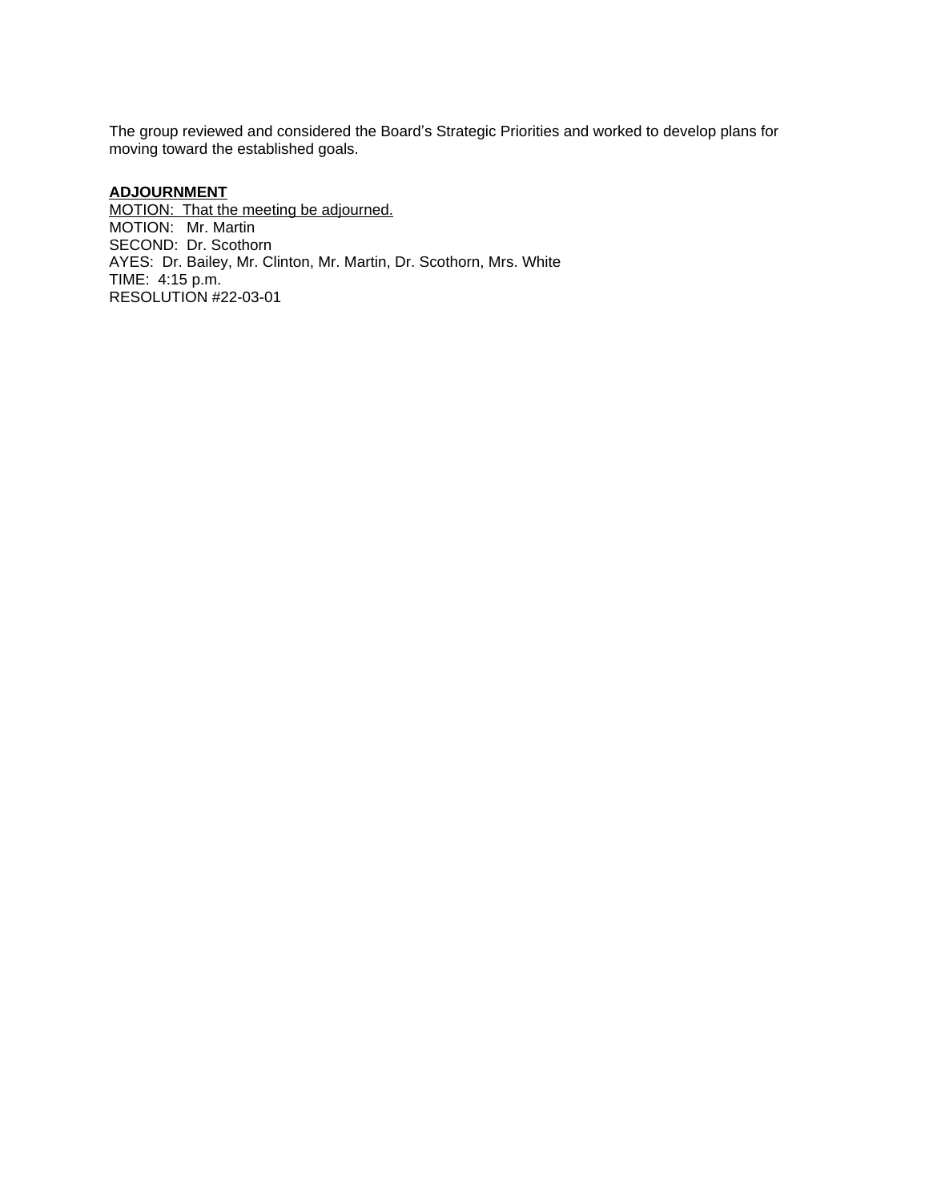The group reviewed and considered the Board's Strategic Priorities and worked to develop plans for moving toward the established goals.

**ADJOURNMENT**

MOTION: That the meeting be adjourned.
MOTION: Mr. Martin
SECOND: Dr. Scothorn
AYES: Dr. Bailey, Mr. Clinton, Mr. Martin, Dr. Scothorn, Mrs. White
TIME: 4:15 p.m.
RESOLUTION #22-03-01